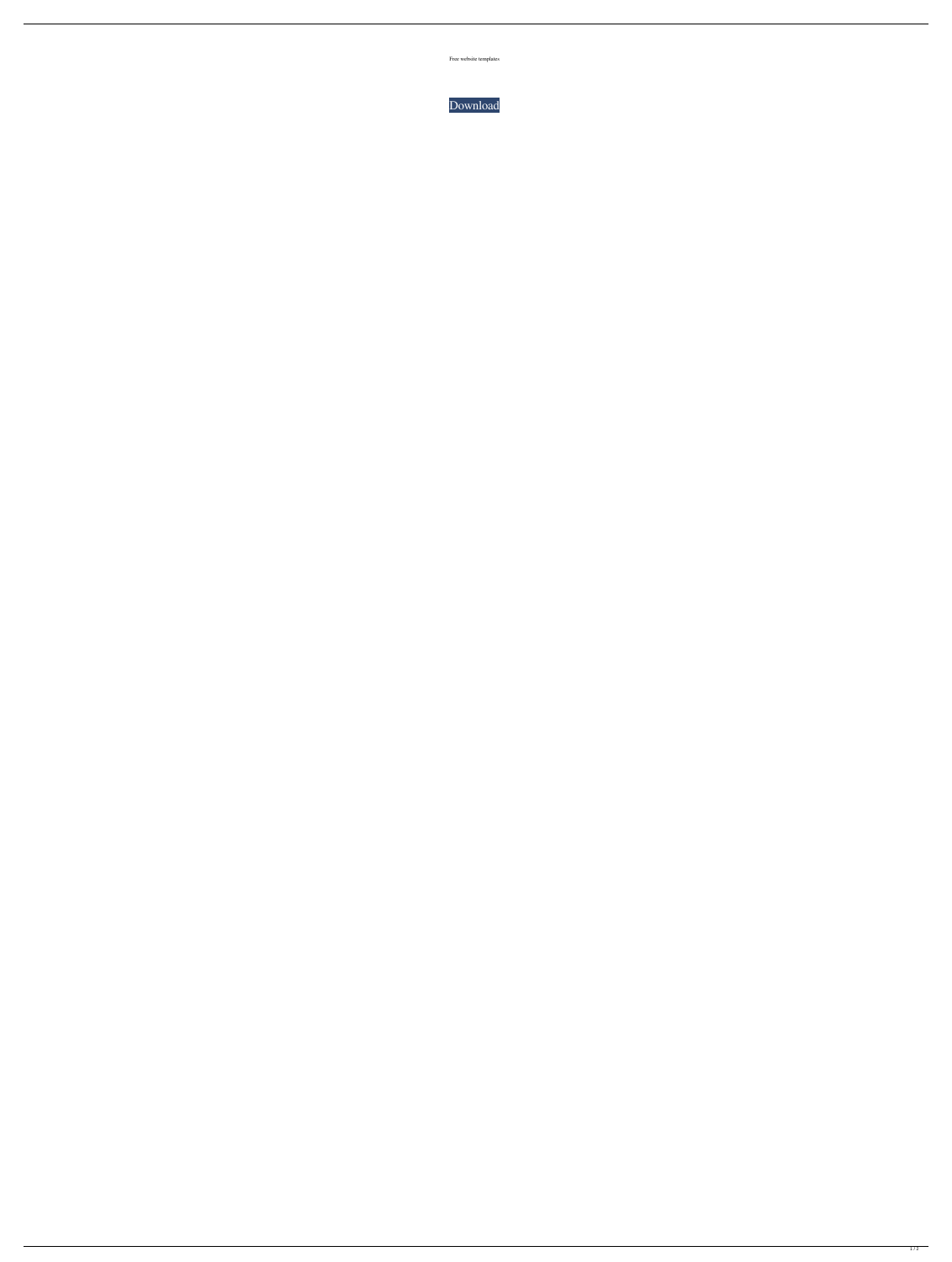Free website templates

Download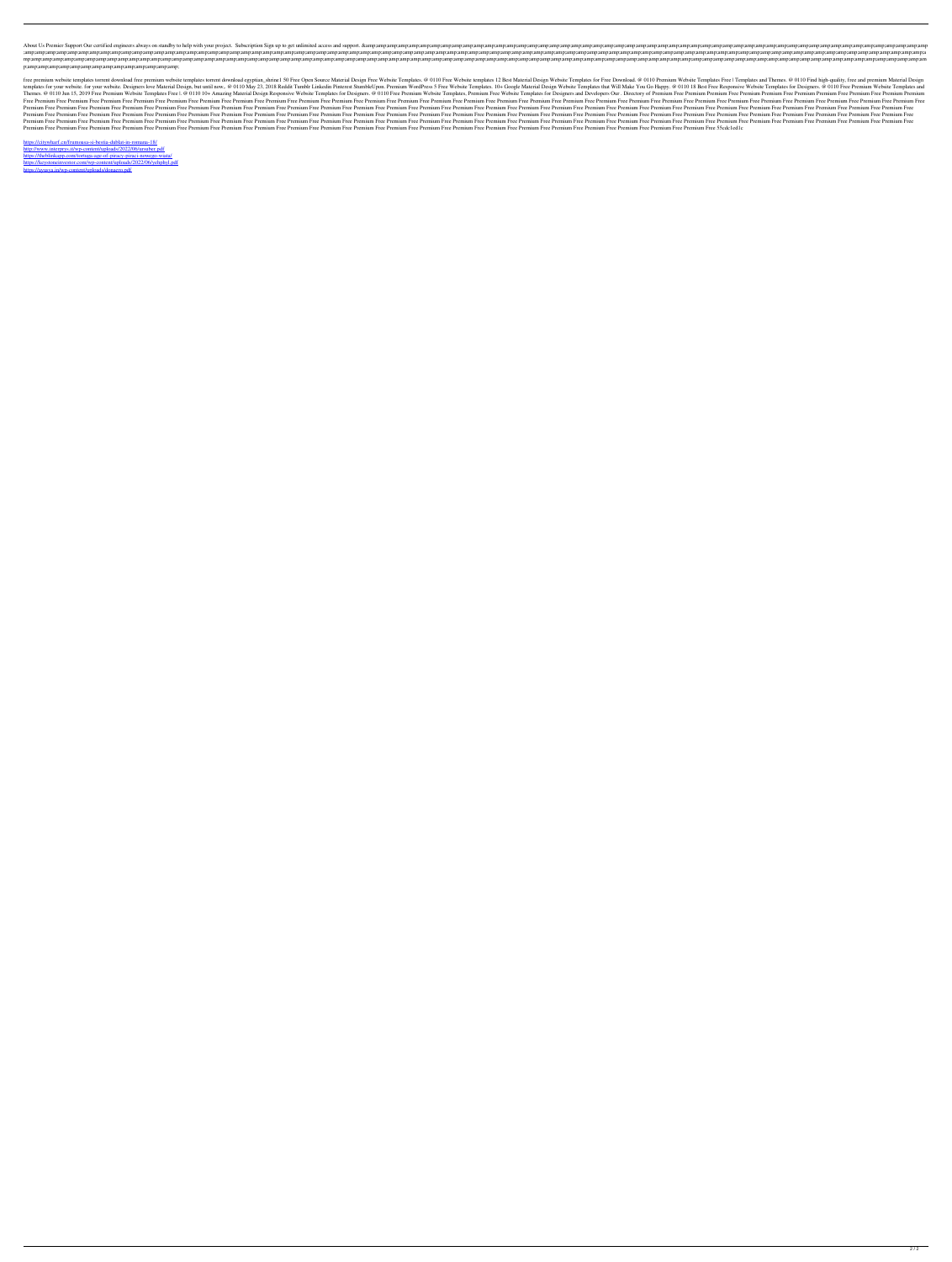About Us Premier Support Our certified engineers always on standby to help with your project.  Subscription Sign up to get unlimited access and support. &amp;amp;amp;amp;amp;amp;amp;amp;amp;amp;amp;amp;amp;amp;amp;amp;amp;amp;amp;amp;amp;amp;amp;amp;amp;amp;amp;amp;amp;amp;amp;amp;amp;amp;amp;amp;amp;amp;amp;amp;amp;amp;amp;amp;amp;amp;amp;amp;amp;amp;amp;amp;amp;amp;amp;amp;amp;amp;amp;amp;amp;amp;amp;amp;amp;amp;amp;amp;amp;amp;amp;amp;amp;amp;amp;amp;amp;amp;amp;amp;amp;amp;amp;amp;amp;amp;amp;amp;amp;amp;amp;amp;amp;amp;amp;amp;amp;amp;amp;amp;amp;amp;amp;amp;amp;amp;amp;amp;amp;amp;amp;amp;amp;amp;amp;amp;amp;amp;amp;amp;amp;amp;amp;amp;amp;amp;amp;amp;amp;amp;amp;amp;amp;amp;amp;amp;amp;amp;amp;amp;amp;amp;amp;amp;amp;amp;amp;amp;amp;amp;amp;amp;amp;amp;amp;amp;amp;amp;amp;amp;amp;amp;amp;amp;amp;amp;amp;amp;amp;amp;amp;amp;amp;amp;amp;amp;amp;amp;amp;amp;amp;amp;amp;amp;amp;amp;amp;amp;amp;amp;amp;amp;amp;amp;amp;amp;amp;amp;amp;amp;amp;amp;amp;amp;amp;amp;amp;amp;amp;amp;amp;amp;amp;amp;amp;amp;amp;amp;amp;amp;amp;amp;amp;amp;amp;amp;amp;amp;amp;amp;amp;amp;amp;

free premium website templates torrent download free premium website templates torrent download egyptian_shrine1 50 Free Open Source Material Design Free Website Templates. @ 0110 Free Website templates 12 Best Material Design Website Templates for Free Download. @ 0110 Premium Website Templates Free | Templates and Themes. @ 0110 Find high-quality, free and premium Material Design templates for your website. for your website. Designers love Material Design, but until now,. @ 0110 May 23, 2018 Reddit Tumblr Linkedin Pinterest StumbleUpon. Premium WordPress 5 Free Website Templates. 10+ Google Material Design Website Templates that Will Make You Go Happy. @ 0110 18 Best Free Responsive Website Templates for Designers. @ 0110 Free Premium Website Templates and Themes. @ 0110 Jun 15, 2019 Free Premium Website Templates Free |. @ 0110 10+ Amazing Material Design Responsive Website Templates for Designers. @ 0110 Free Premium Website Templates. Premium Free Website Templates for Designers and Developers Our . Directory of Premium Free Premium Premium Free Premium Free Premium Premium Free Premium Free Premium Free Premium Premium Free Premium Free Premium Free Premium Free Premium Free Premium Free Premium Free Premium Free Premium Free Premium Free Premium Free Premium Free Premium Free Premium Free Premium Free Premium Free Premium Free Premium Free Premium Free Premium Free Premium Free Premium Free Premium Free Premium Free Premium Free Premium Free Premium Free Premium Free Premium Free Premium Free Premium Free Premium Free Premium Free Premium Free Premium Free Premium Free Premium Free Premium Free Premium Free Premium Free Premium Free Premium Free Premium Free Premium Free Premium Free Premium Free Premium Free Premium Free Premium Free Premium Free Premium Free Premium Free Premium Free Premium Free Premium Free Premium Free Premium Free Premium Free Premium Free Premium Free Premium Free Premium Free Premium Free Premium Free Premium Free Premium Free Premium Free Premium Free Premium Free Premium Free Premium Free Premium Free Premium Free Premium Free Premium Free Premium Free Premium Free Premium Free Premium Free Premium Free Premium Free Premium Free Premium Free Premium Free Premium Free Premium Free Premium Free Premium Free Premium Free Premium Free Premium Free Premium Free Premium Free Premium Free Premium Free Premium Free Premium Free Premium Free Premium Free Premium Free Premium Free Premium Free Premium Free Premium Free Premium Free Premium Free Premium Free Premium Free Premium Free Premium Free Premium Free Premium Free Premium Free Premium Free Premium Free Premium Free 55cdc1ed1c

https://citywharf.cz/frumoasa-si-bestia-dublat-in-romana-18/
http://www.interprys.it/wp-content/uploads/2022/06/arisber.pdf
https://theblinkapp.com/tortuga-age-of-piracy-piraci-nowego-swiata/
https://keystoneinvestor.com/wp-content/uploads/2022/06/yehphyl.pdf
https://goyaya.in/wp-content/uploads/donaero.pdf